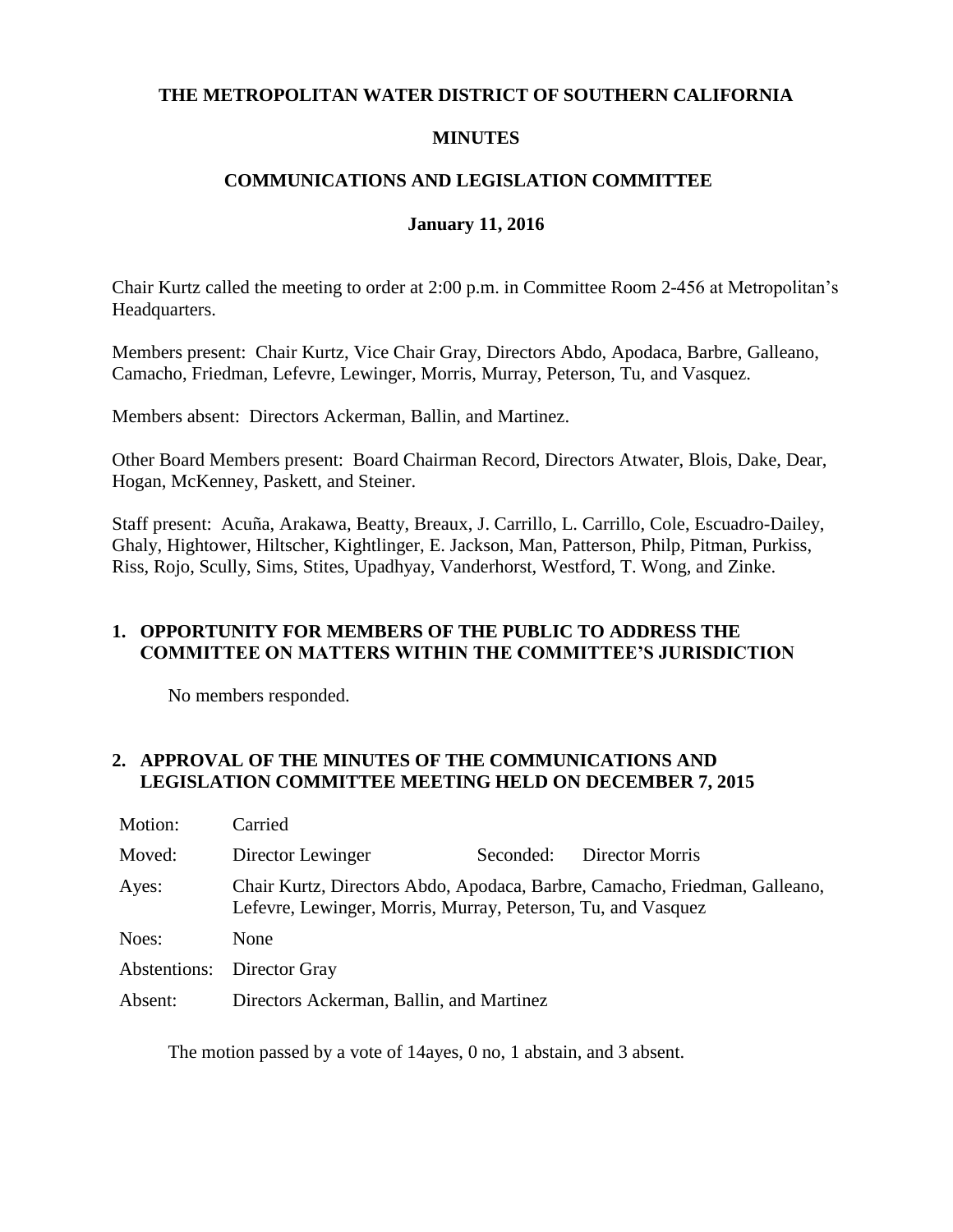**THE METROPOLITAN WATER DISTRICT OF SOUTHERN CALIFORNIA**

**MINUTES**

**COMMUNICATIONS AND LEGISLATION COMMITTEE**

**January 11, 2016**

Chair Kurtz called the meeting to order at 2:00 p.m. in Committee Room 2-456 at Metropolitan's Headquarters.

Members present: Chair Kurtz, Vice Chair Gray, Directors Abdo, Apodaca, Barbre, Galleano, Camacho, Friedman, Lefevre, Lewinger, Morris, Murray, Peterson, Tu, and Vasquez.

Members absent: Directors Ackerman, Ballin, and Martinez.

Other Board Members present: Board Chairman Record, Directors Atwater, Blois, Dake, Dear, Hogan, McKenney, Paskett, and Steiner.

Staff present: Acuña, Arakawa, Beatty, Breaux, J. Carrillo, L. Carrillo, Cole, Escuadro-Dailey, Ghaly, Hightower, Hiltscher, Kightlinger, E. Jackson, Man, Patterson, Philp, Pitman, Purkiss, Riss, Rojo, Scully, Sims, Stites, Upadhyay, Vanderhorst, Westford, T. Wong, and Zinke.

## 1. OPPORTUNITY FOR MEMBERS OF THE PUBLIC TO ADDRESS THE COMMITTEE ON MATTERS WITHIN THE COMMITTEE'S JURISDICTION

No members responded.

## 2. APPROVAL OF THE MINUTES OF THE COMMUNICATIONS AND LEGISLATION COMMITTEE MEETING HELD ON DECEMBER 7, 2015

| | | | |
|---|---|---|---|
| Motion: | Carried | | |
| Moved: | Director Lewinger | Seconded: | Director Morris |
| Ayes: | Chair Kurtz, Directors Abdo, Apodaca, Barbre, Camacho, Friedman, Galleano, Lefevre, Lewinger, Morris, Murray, Peterson, Tu, and Vasquez | | |
| Noes: | None | | |
| Abstentions: | Director Gray | | |
| Absent: | Directors Ackerman, Ballin, and Martinez | | |

The motion passed by a vote of 14ayes, 0 no, 1 abstain, and 3 absent.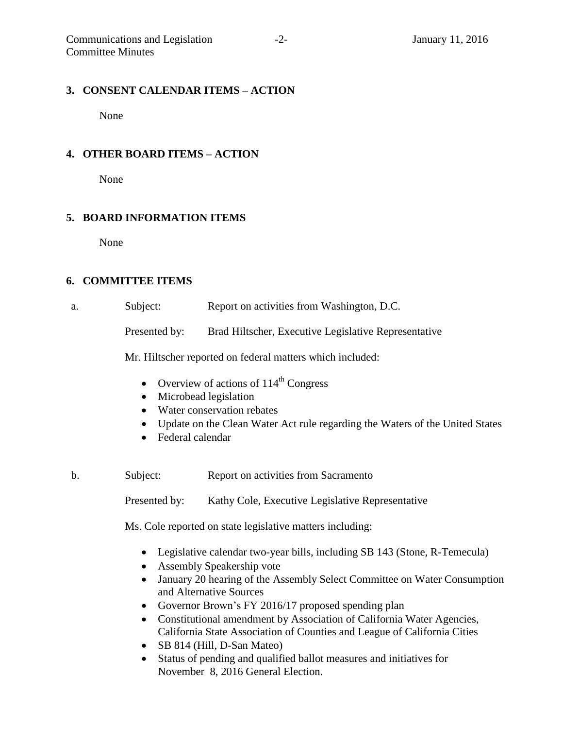## 3. CONSENT CALENDAR ITEMS – ACTION

None

## 4. OTHER BOARD ITEMS – ACTION

None

## 5. BOARD INFORMATION ITEMS

None

## 6. COMMITTEE ITEMS

a. Subject: Report on activities from Washington, D.C.

Presented by: Brad Hiltscher, Executive Legislative Representative

Mr. Hiltscher reported on federal matters which included:

- Overview of actions of 114th Congress
- Microbead legislation
- Water conservation rebates
- Update on the Clean Water Act rule regarding the Waters of the United States
- Federal calendar

b. Subject: Report on activities from Sacramento

Presented by: Kathy Cole, Executive Legislative Representative

Ms. Cole reported on state legislative matters including:

- Legislative calendar two-year bills, including SB 143 (Stone, R-Temecula)
- Assembly Speakership vote
- January 20 hearing of the Assembly Select Committee on Water Consumption and Alternative Sources
- Governor Brown's FY 2016/17 proposed spending plan
- Constitutional amendment by Association of California Water Agencies, California State Association of Counties and League of California Cities
- SB 814 (Hill, D-San Mateo)
- Status of pending and qualified ballot measures and initiatives for November 8, 2016 General Election.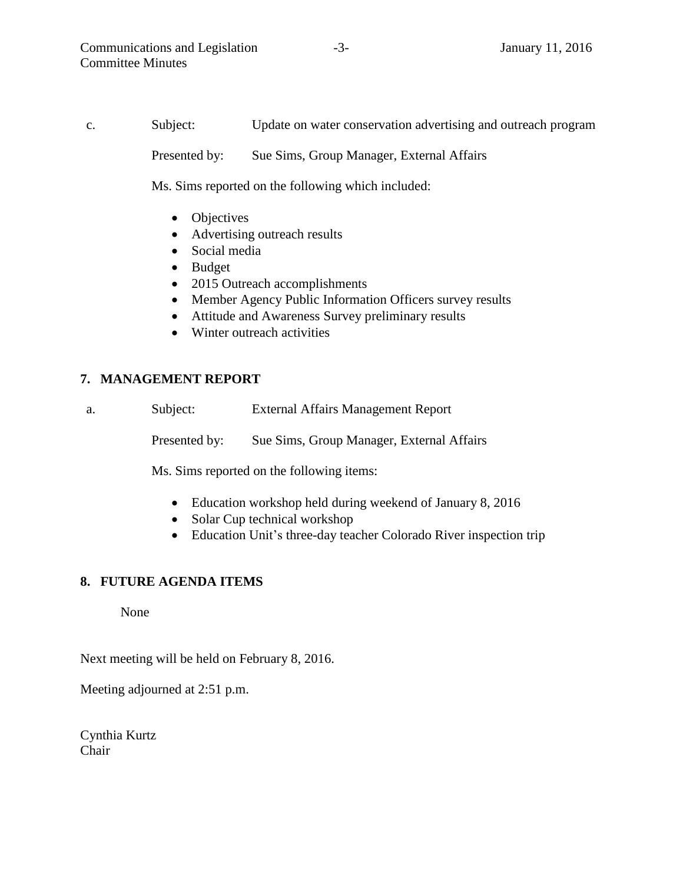c. Subject: Update on water conservation advertising and outreach program

Presented by: Sue Sims, Group Manager, External Affairs

Ms. Sims reported on the following which included:

- Objectives
- Advertising outreach results
- Social media
- Budget
- 2015 Outreach accomplishments
- Member Agency Public Information Officers survey results
- Attitude and Awareness Survey preliminary results
- Winter outreach activities

## 7. MANAGEMENT REPORT

a. Subject: External Affairs Management Report

Presented by: Sue Sims, Group Manager, External Affairs

Ms. Sims reported on the following items:

- Education workshop held during weekend of January 8, 2016
- Solar Cup technical workshop
- Education Unit's three-day teacher Colorado River inspection trip

## 8. FUTURE AGENDA ITEMS

None

Next meeting will be held on February 8, 2016.

Meeting adjourned at 2:51 p.m.

Cynthia Kurtz
Chair